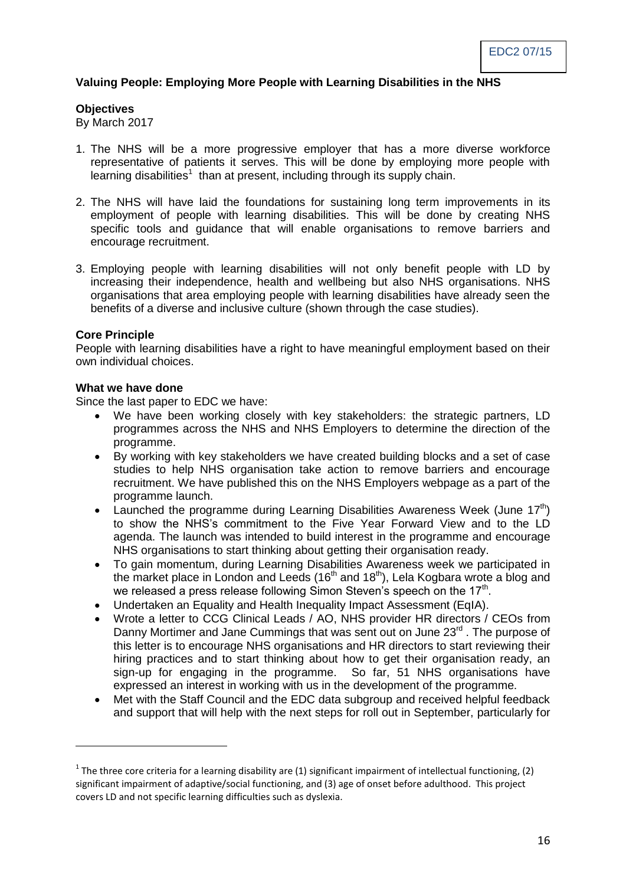EDC2 07/15

**Valuing People: Employing More People with Learning Disabilities in the NHS**

**Objectives**

By March 2017

1. The NHS will be a more progressive employer that has a more diverse workforce representative of patients it serves. This will be done by employing more people with learning disabilities[1] than at present, including through its supply chain.

2. The NHS will have laid the foundations for sustaining long term improvements in its employment of people with learning disabilities. This will be done by creating NHS specific tools and guidance that will enable organisations to remove barriers and encourage recruitment.

3. Employing people with learning disabilities will not only benefit people with LD by increasing their independence, health and wellbeing but also NHS organisations. NHS organisations that area employing people with learning disabilities have already seen the benefits of a diverse and inclusive culture (shown through the case studies).

**Core Principle**

People with learning disabilities have a right to have meaningful employment based on their own individual choices.

**What we have done**

Since the last paper to EDC we have:

- We have been working closely with key stakeholders: the strategic partners, LD programmes across the NHS and NHS Employers to determine the direction of the programme.
- By working with key stakeholders we have created building blocks and a set of case studies to help NHS organisation take action to remove barriers and encourage recruitment. We have published this on the NHS Employers webpage as a part of the programme launch.
- Launched the programme during Learning Disabilities Awareness Week (June 17th) to show the NHS's commitment to the Five Year Forward View and to the LD agenda. The launch was intended to build interest in the programme and encourage NHS organisations to start thinking about getting their organisation ready.
- To gain momentum, during Learning Disabilities Awareness week we participated in the market place in London and Leeds (16th and 18th), Lela Kogbara wrote a blog and we released a press release following Simon Steven's speech on the 17th.
- Undertaken an Equality and Health Inequality Impact Assessment (EqIA).
- Wrote a letter to CCG Clinical Leads / AO, NHS provider HR directors / CEOs from Danny Mortimer and Jane Cummings that was sent out on June 23rd . The purpose of this letter is to encourage NHS organisations and HR directors to start reviewing their hiring practices and to start thinking about how to get their organisation ready, an sign-up for engaging in the programme. So far, 51 NHS organisations have expressed an interest in working with us in the development of the programme.
- Met with the Staff Council and the EDC data subgroup and received helpful feedback and support that will help with the next steps for roll out in September, particularly for

[1] The three core criteria for a learning disability are (1) significant impairment of intellectual functioning, (2) significant impairment of adaptive/social functioning, and (3) age of onset before adulthood. This project covers LD and not specific learning difficulties such as dyslexia.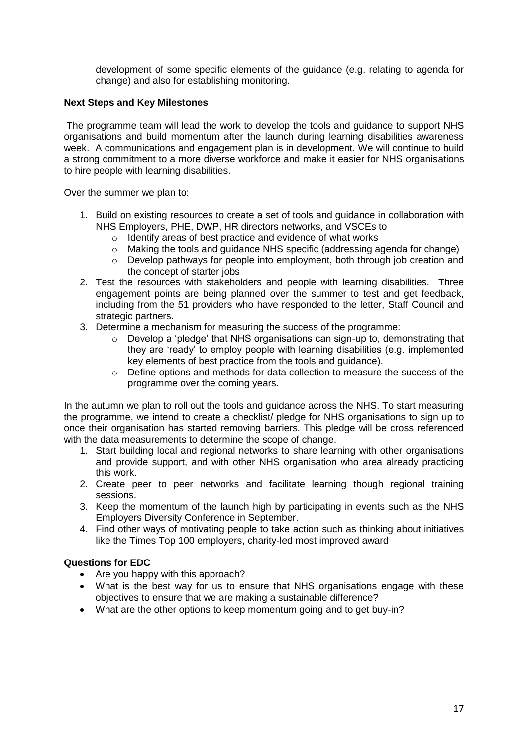development of some specific elements of the guidance (e.g. relating to agenda for change) and also for establishing monitoring.

**Next Steps and Key Milestones**

The programme team will lead the work to develop the tools and guidance to support NHS organisations and build momentum after the launch during learning disabilities awareness week. A communications and engagement plan is in development. We will continue to build a strong commitment to a more diverse workforce and make it easier for NHS organisations to hire people with learning disabilities.

Over the summer we plan to:

1. Build on existing resources to create a set of tools and guidance in collaboration with NHS Employers, PHE, DWP, HR directors networks, and VSCEs to
   - Identify areas of best practice and evidence of what works
   - Making the tools and guidance NHS specific (addressing agenda for change)
   - Develop pathways for people into employment, both through job creation and the concept of starter jobs
2. Test the resources with stakeholders and people with learning disabilities. Three engagement points are being planned over the summer to test and get feedback, including from the 51 providers who have responded to the letter, Staff Council and strategic partners.
3. Determine a mechanism for measuring the success of the programme:
   - Develop a 'pledge' that NHS organisations can sign-up to, demonstrating that they are 'ready' to employ people with learning disabilities (e.g. implemented key elements of best practice from the tools and guidance).
   - Define options and methods for data collection to measure the success of the programme over the coming years.

In the autumn we plan to roll out the tools and guidance across the NHS. To start measuring the programme, we intend to create a checklist/ pledge for NHS organisations to sign up to once their organisation has started removing barriers. This pledge will be cross referenced with the data measurements to determine the scope of change.

1. Start building local and regional networks to share learning with other organisations and provide support, and with other NHS organisation who area already practicing this work.
2. Create peer to peer networks and facilitate learning though regional training sessions.
3. Keep the momentum of the launch high by participating in events such as the NHS Employers Diversity Conference in September.
4. Find other ways of motivating people to take action such as thinking about initiatives like the Times Top 100 employers, charity-led most improved award

**Questions for EDC**

- Are you happy with this approach?
- What is the best way for us to ensure that NHS organisations engage with these objectives to ensure that we are making a sustainable difference?
- What are the other options to keep momentum going and to get buy-in?